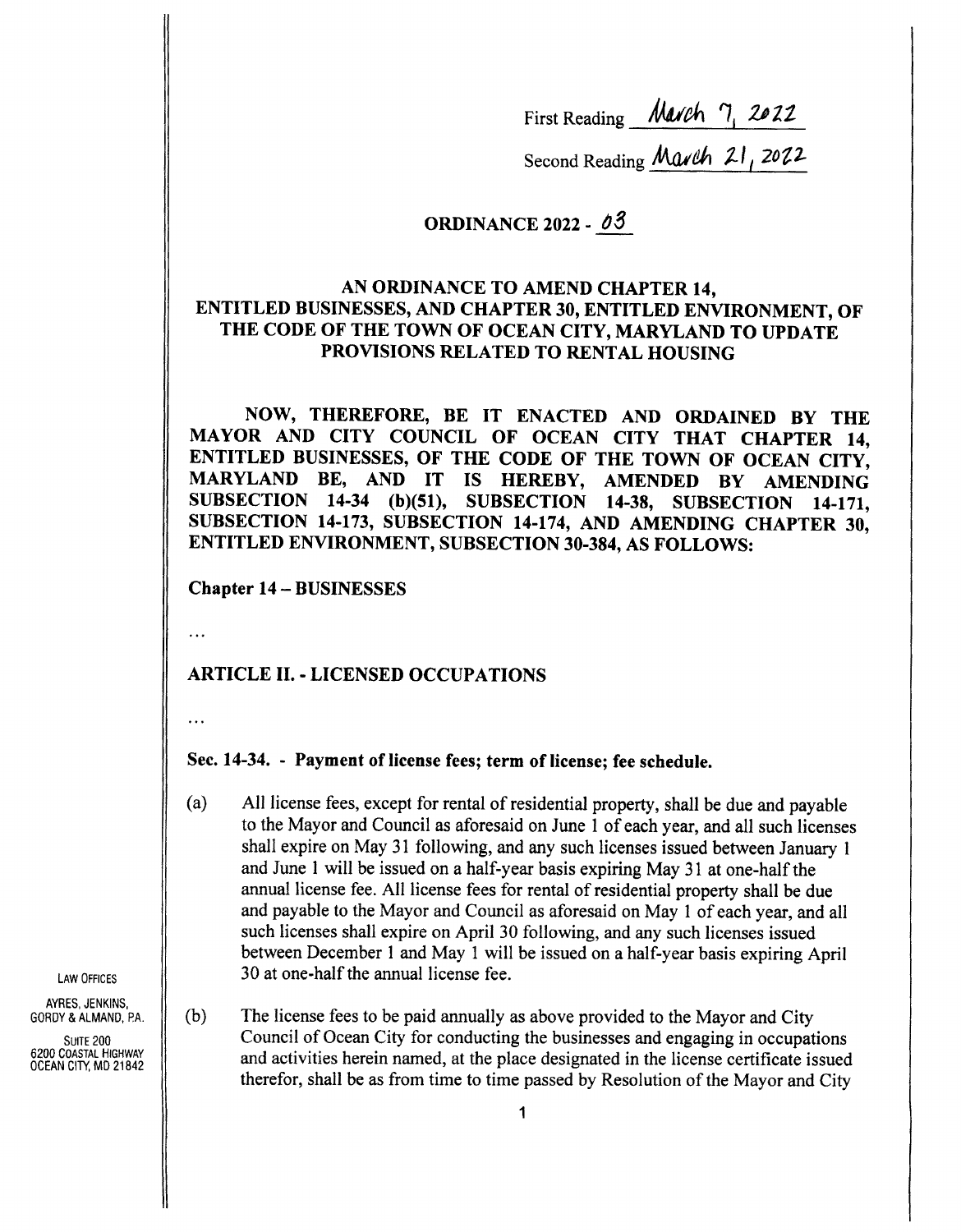First Reading March 7, 2022

Second Reading March 21, 2022

**ORDINANCE 2022 - 03**

**AN ORDINANCE TO AMEND CHAPTER 14, ENTITLED BUSINESSES, AND CHAPTER 30, ENTITLED ENVIRONMENT, OF THE CODE OF THE TOWN OF OCEAN CITY, MARYLAND TO UPDATE PROVISIONS RELATED TO RENTAL HOUSING**

**NOW, THEREFORE, BE IT ENACTED AND ORDAINED BY THE MAYOR AND CITY COUNCIL OF OCEAN CITY THAT CHAPTER 14, ENTITLED BUSINESSES, OF THE CODE OF THE TOWN OF OCEAN CITY, MARYLAND BE, AND IT IS HEREBY, AMENDED BY AMENDING SUBSECTION 14-34 (b)(51), SUBSECTION 14-38, SUBSECTION 14-171, SUBSECTION 14-173, SUBSECTION 14-174, AND AMENDING CHAPTER 30, ENTITLED ENVIRONMENT, SUBSECTION 30-384, AS FOLLOWS:**

**Chapter 14 – BUSINESSES**

...

**ARTICLE II. - LICENSED OCCUPATIONS**

...

**Sec. 14-34. - Payment of license fees; term of license; fee schedule.**

(a) All license fees, except for rental of residential property, shall be due and payable to the Mayor and Council as aforesaid on June 1 of each year, and all such licenses shall expire on May 31 following, and any such licenses issued between January 1 and June 1 will be issued on a half-year basis expiring May 31 at one-half the annual license fee. All license fees for rental of residential property shall be due and payable to the Mayor and Council as aforesaid on May 1 of each year, and all such licenses shall expire on April 30 following, and any such licenses issued between December 1 and May 1 will be issued on a half-year basis expiring April 30 at one-half the annual license fee.

(b) The license fees to be paid annually as above provided to the Mayor and City Council of Ocean City for conducting the businesses and engaging in occupations and activities herein named, at the place designated in the license certificate issued therefor, shall be as from time to time passed by Resolution of the Mayor and City

LAW OFFICES
AYRES, JENKINS, GORDY & ALMAND, P.A.
SUITE 200
6200 COASTAL HIGHWAY
OCEAN CITY, MD 21842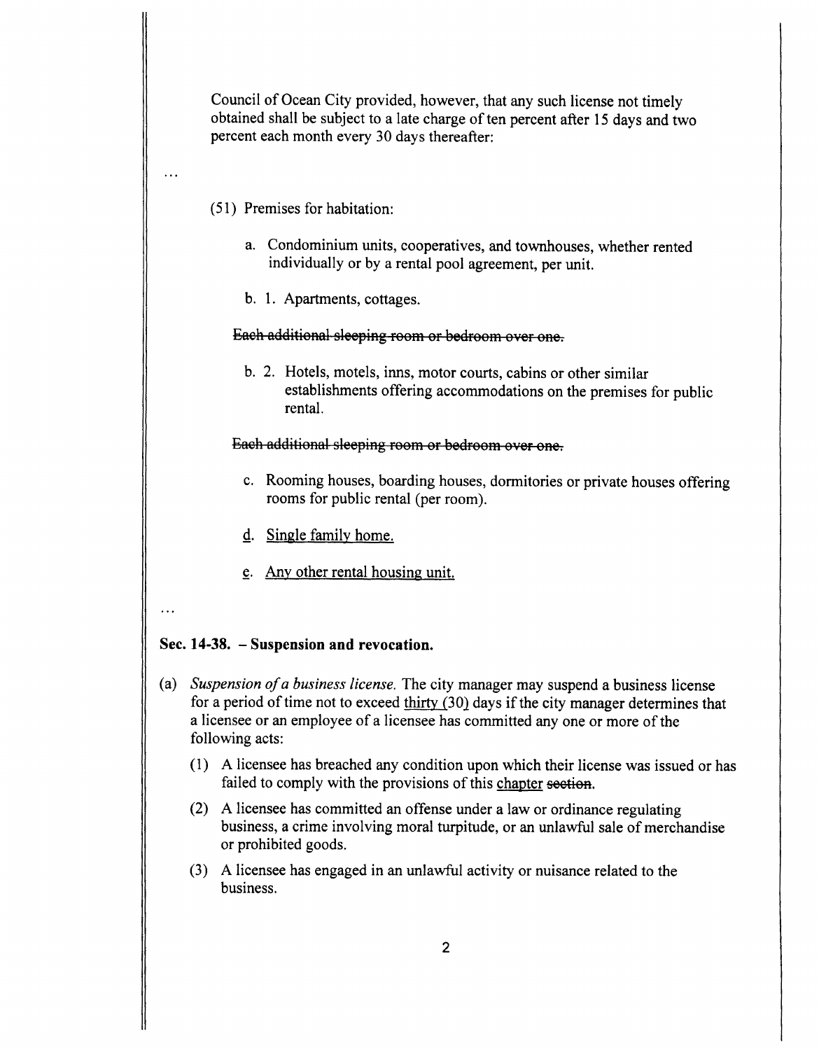Council of Ocean City provided, however, that any such license not timely obtained shall be subject to a late charge of ten percent after 15 days and two percent each month every 30 days thereafter:

...

(51) Premises for habitation:

a. Condominium units, cooperatives, and townhouses, whether rented individually or by a rental pool agreement, per unit.

b. 1. Apartments, cottages.

~~Each additional sleeping room or bedroom over one.~~

b. 2. Hotels, motels, inns, motor courts, cabins or other similar establishments offering accommodations on the premises for public rental.

~~Each additional sleeping room or bedroom over one.~~

c. Rooming houses, boarding houses, dormitories or private houses offering rooms for public rental (per room).

<u>d. Single family home.</u>

<u>e. Any other rental housing unit.</u>

...

**Sec. 14-38. – Suspension and revocation.**

(a) *Suspension of a business license.* The city manager may suspend a business license for a period of time not to exceed <u>thirty (30)</u> days if the city manager determines that a licensee or an employee of a licensee has committed any one or more of the following acts:

(1) A licensee has breached any condition upon which their license was issued or has failed to comply with the provisions of this <u>chapter</u> ~~section~~.

(2) A licensee has committed an offense under a law or ordinance regulating business, a crime involving moral turpitude, or an unlawful sale of merchandise or prohibited goods.

(3) A licensee has engaged in an unlawful activity or nuisance related to the business.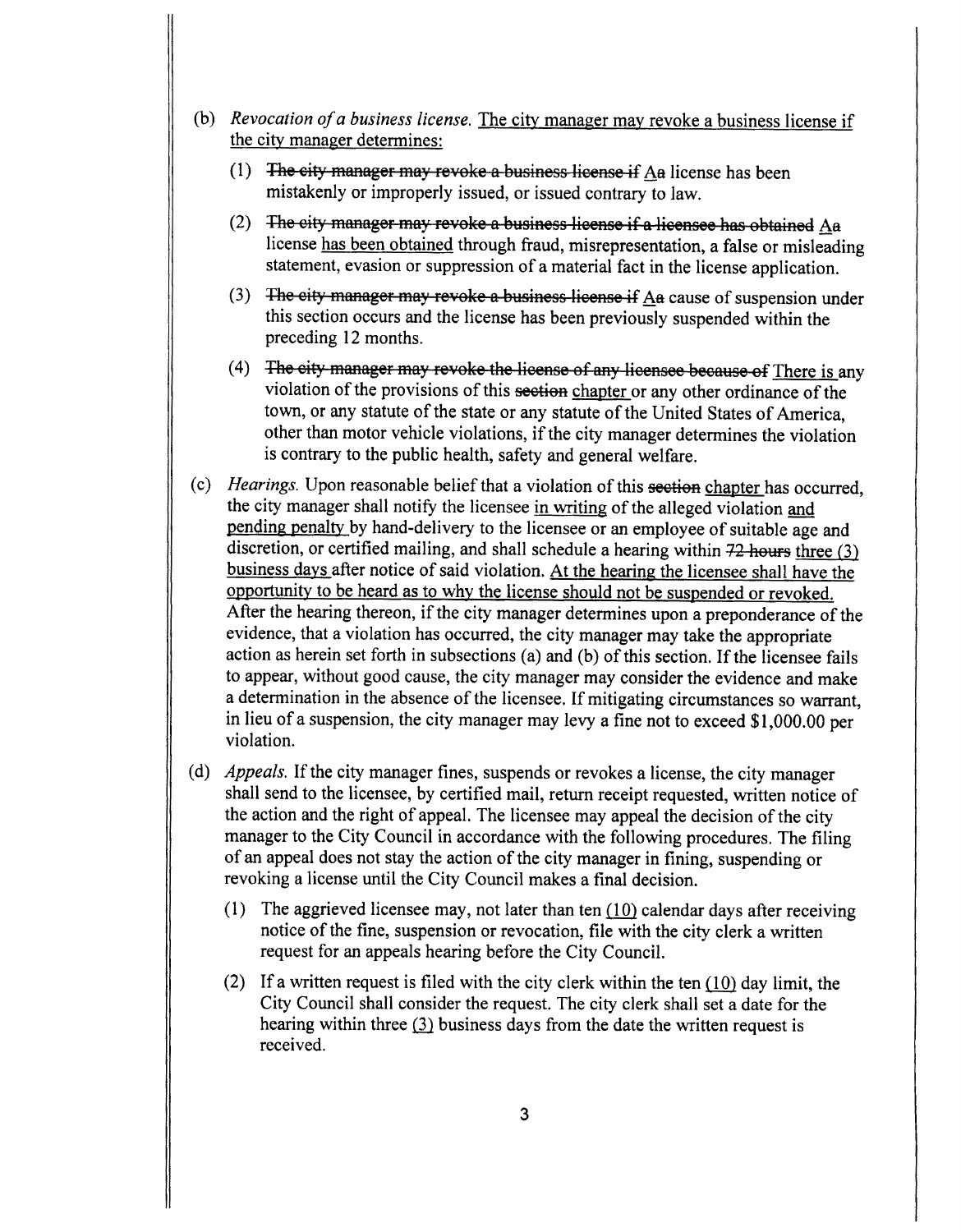(b) *Revocation of a business license.* <u>The city manager may revoke a business license if the city manager determines:</u>

(1) ~~The city manager may revoke a business license if~~ <u>A</u>~~a~~ license has been mistakenly or improperly issued, or issued contrary to law.

(2) ~~The city manager may revoke a business license if a licensee has obtained~~ <u>A</u>~~a~~ license <u>has been obtained</u> through fraud, misrepresentation, a false or misleading statement, evasion or suppression of a material fact in the license application.

(3) ~~The city manager may revoke a business license if~~ <u>A</u>~~a~~ cause of suspension under this section occurs and the license has been previously suspended within the preceding 12 months.

(4) ~~The city manager may revoke the license of any licensee because of~~ <u>There is</u> any violation of the provisions of this ~~section~~ <u>chapter</u> or any other ordinance of the town, or any statute of the state or any statute of the United States of America, other than motor vehicle violations, if the city manager determines the violation is contrary to the public health, safety and general welfare.

(c) *Hearings.* Upon reasonable belief that a violation of this ~~section~~ <u>chapter</u> has occurred, the city manager shall notify the licensee <u>in writing</u> of the alleged violation <u>and pending penalty</u> by hand-delivery to the licensee or an employee of suitable age and discretion, or certified mailing, and shall schedule a hearing within ~~72 hours~~ <u>three (3) business days</u> after notice of said violation. <u>At the hearing the licensee shall have the opportunity to be heard as to why the license should not be suspended or revoked.</u> After the hearing thereon, if the city manager determines upon a preponderance of the evidence, that a violation has occurred, the city manager may take the appropriate action as herein set forth in subsections (a) and (b) of this section. If the licensee fails to appear, without good cause, the city manager may consider the evidence and make a determination in the absence of the licensee. If mitigating circumstances so warrant, in lieu of a suspension, the city manager may levy a fine not to exceed $1,000.00 per violation.

(d) *Appeals.* If the city manager fines, suspends or revokes a license, the city manager shall send to the licensee, by certified mail, return receipt requested, written notice of the action and the right of appeal. The licensee may appeal the decision of the city manager to the City Council in accordance with the following procedures. The filing of an appeal does not stay the action of the city manager in fining, suspending or revoking a license until the City Council makes a final decision.

(1) The aggrieved licensee may, not later than ten <u>(10)</u> calendar days after receiving notice of the fine, suspension or revocation, file with the city clerk a written request for an appeals hearing before the City Council.

(2) If a written request is filed with the city clerk within the ten <u>(10)</u> day limit, the City Council shall consider the request. The city clerk shall set a date for the hearing within three <u>(3)</u> business days from the date the written request is received.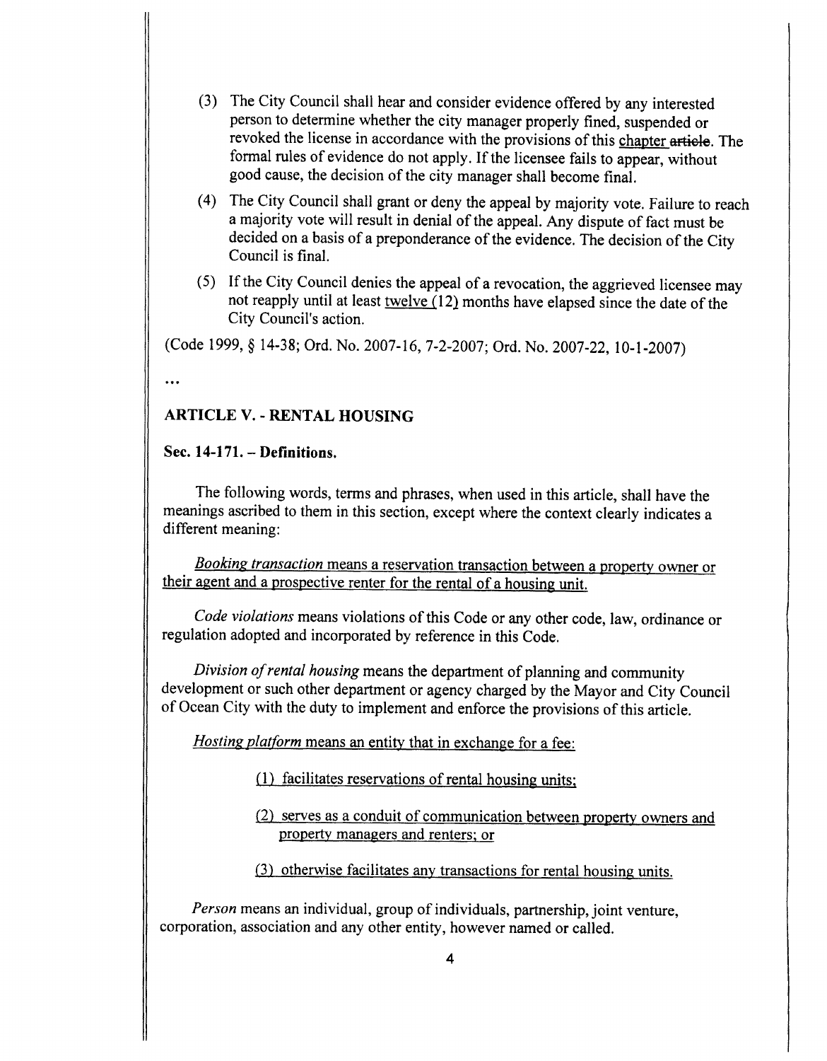(3) The City Council shall hear and consider evidence offered by any interested person to determine whether the city manager properly fined, suspended or revoked the license in accordance with the provisions of this chapter ~~article~~. The formal rules of evidence do not apply. If the licensee fails to appear, without good cause, the decision of the city manager shall become final.

(4) The City Council shall grant or deny the appeal by majority vote. Failure to reach a majority vote will result in denial of the appeal. Any dispute of fact must be decided on a basis of a preponderance of the evidence. The decision of the City Council is final.

(5) If the City Council denies the appeal of a revocation, the aggrieved licensee may not reapply until at least twelve (12) months have elapsed since the date of the City Council's action.

(Code 1999, § 14-38; Ord. No. 2007-16, 7-2-2007; Ord. No. 2007-22, 10-1-2007)

...

## ARTICLE V. - RENTAL HOUSING

### Sec. 14-171. – Definitions.

The following words, terms and phrases, when used in this article, shall have the meanings ascribed to them in this section, except where the context clearly indicates a different meaning:

*Booking transaction* means a reservation transaction between a property owner or their agent and a prospective renter for the rental of a housing unit.

*Code violations* means violations of this Code or any other code, law, ordinance or regulation adopted and incorporated by reference in this Code.

*Division of rental housing* means the department of planning and community development or such other department or agency charged by the Mayor and City Council of Ocean City with the duty to implement and enforce the provisions of this article.

*Hosting platform* means an entity that in exchange for a fee:

(1) facilitates reservations of rental housing units;

(2) serves as a conduit of communication between property owners and property managers and renters; or

(3) otherwise facilitates any transactions for rental housing units.

*Person* means an individual, group of individuals, partnership, joint venture, corporation, association and any other entity, however named or called.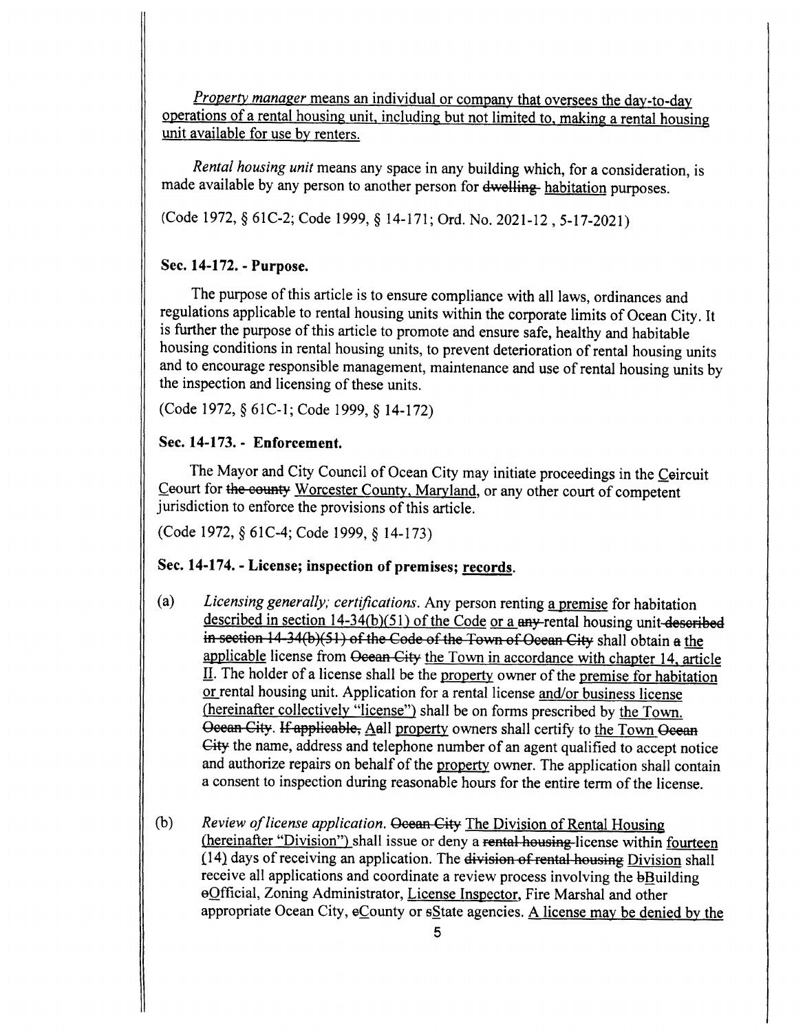*Property manager* means an individual or company that oversees the day-to-day operations of a rental housing unit, including but not limited to, making a rental housing unit available for use by renters.

*Rental housing unit* means any space in any building which, for a consideration, is made available by any person to another person for ~~dwelling~~ habitation purposes.

(Code 1972, § 61C-2; Code 1999, § 14-171; Ord. No. 2021-12 , 5-17-2021)

### Sec. 14-172. - Purpose.

The purpose of this article is to ensure compliance with all laws, ordinances and regulations applicable to rental housing units within the corporate limits of Ocean City. It is further the purpose of this article to promote and ensure safe, healthy and habitable housing conditions in rental housing units, to prevent deterioration of rental housing units and to encourage responsible management, maintenance and use of rental housing units by the inspection and licensing of these units.

(Code 1972, § 61C-1; Code 1999, § 14-172)

### Sec. 14-173. - Enforcement.

The Mayor and City Council of Ocean City may initiate proceedings in the Ccircuit Ccourt for ~~the county~~ Worcester County, Maryland, or any other court of competent jurisdiction to enforce the provisions of this article.

(Code 1972, § 61C-4; Code 1999, § 14-173)

### Sec. 14-174. - License; inspection of premises; records.

(a) *Licensing generally; certifications.* Any person renting a premise for habitation described in section 14-34(b)(51) of the Code or a ~~any~~ rental housing unit ~~described in section 14-34(b)(51) of the Code of the Town of Ocean City~~ shall obtain ~~a~~ the applicable license from ~~Ocean City~~ the Town in accordance with chapter 14, article II. The holder of a license shall be the property owner of the premise for habitation or rental housing unit. Application for a rental license and/or business license (hereinafter collectively "license") shall be on forms prescribed by the Town. ~~Ocean City~~. ~~If applicable,~~ Aall property owners shall certify to the Town ~~Ocean City~~ the name, address and telephone number of an agent qualified to accept notice and authorize repairs on behalf of the property owner. The application shall contain a consent to inspection during reasonable hours for the entire term of the license.

(b) *Review of license application.* ~~Ocean City~~ The Division of Rental Housing (hereinafter "Division") shall issue or deny a ~~rental housing~~ license within fourteen (14) days of receiving an application. The ~~division of rental housing~~ Division shall receive all applications and coordinate a review process involving the bBuilding oOfficial, Zoning Administrator, License Inspector, Fire Marshal and other appropriate Ocean City, cCounty or sState agencies. A license may be denied by the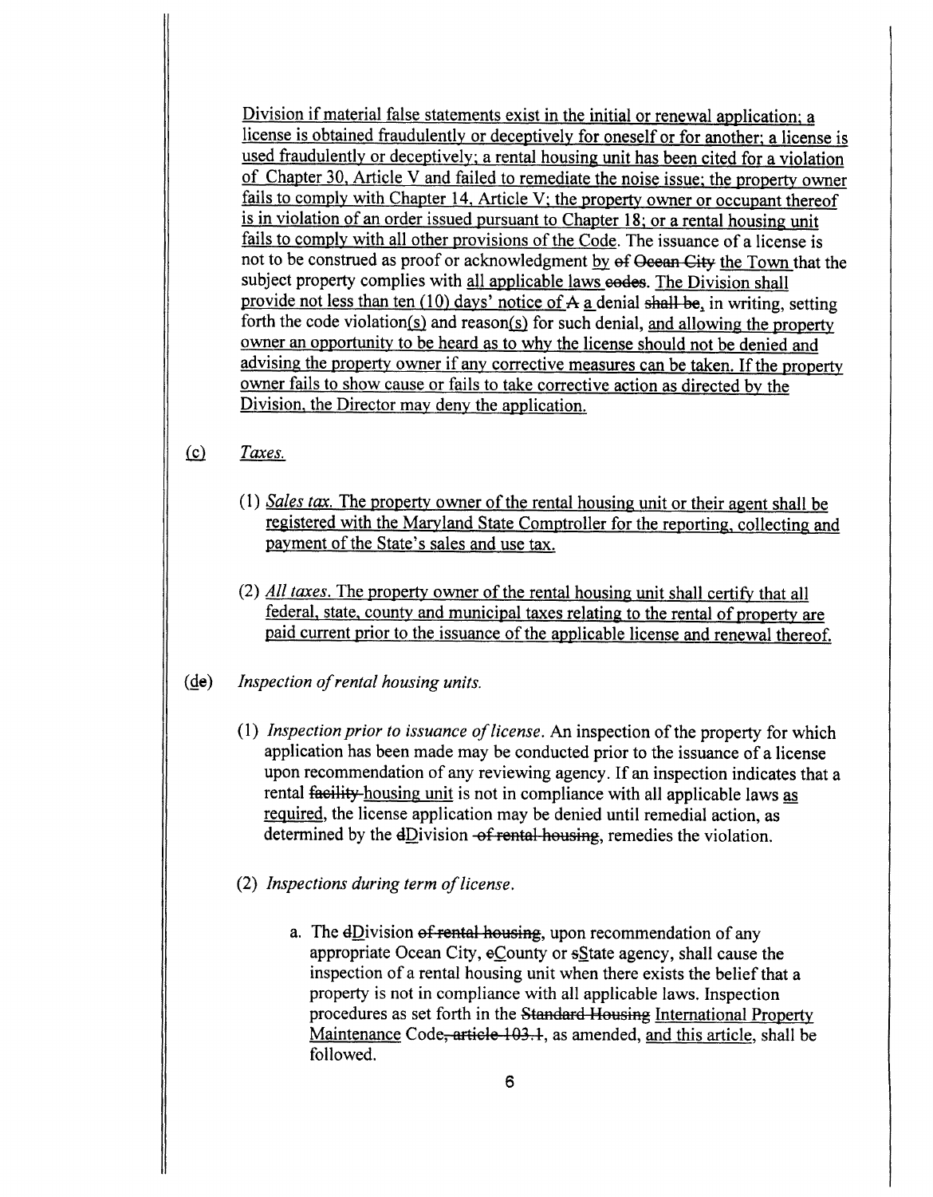Division if material false statements exist in the initial or renewal application; a license is obtained fraudulently or deceptively for oneself or for another; a license is used fraudulently or deceptively; a rental housing unit has been cited for a violation of Chapter 30, Article V and failed to remediate the noise issue; the property owner fails to comply with Chapter 14, Article V; the property owner or occupant thereof is in violation of an order issued pursuant to Chapter 18; or a rental housing unit fails to comply with all other provisions of the Code. The issuance of a license is not to be construed as proof or acknowledgment by ~~of Ocean City~~ the Town that the subject property complies with all applicable laws ~~codes~~. The Division shall provide not less than ten (10) days' notice of ~~A~~ a denial ~~shall be~~, in writing, setting forth the code violation(s) and reason(s) for such denial, and allowing the property owner an opportunity to be heard as to why the license should not be denied and advising the property owner if any corrective measures can be taken. If the property owner fails to show cause or fails to take corrective action as directed by the Division, the Director may deny the application.

(c) *Taxes.*

(1) *Sales tax.* The property owner of the rental housing unit or their agent shall be registered with the Maryland State Comptroller for the reporting, collecting and payment of the State's sales and use tax.

(2) *All taxes.* The property owner of the rental housing unit shall certify that all federal, state, county and municipal taxes relating to the rental of property are paid current prior to the issuance of the applicable license and renewal thereof.

(d~~e~~) *Inspection of rental housing units.*

(1) *Inspection prior to issuance of license.* An inspection of the property for which application has been made may be conducted prior to the issuance of a license upon recommendation of any reviewing agency. If an inspection indicates that a rental ~~facility~~ housing unit is not in compliance with all applicable laws as required, the license application may be denied until remedial action, as determined by the ~~d~~Division ~~of rental housing~~, remedies the violation.

(2) *Inspections during term of license.*

a. The ~~d~~Division ~~of rental housing~~, upon recommendation of any appropriate Ocean City, ~~c~~County or ~~s~~State agency, shall cause the inspection of a rental housing unit when there exists the belief that a property is not in compliance with all applicable laws. Inspection procedures as set forth in the ~~Standard Housing~~ International Property Maintenance Code~~, article 103.1~~, as amended, and this article, shall be followed.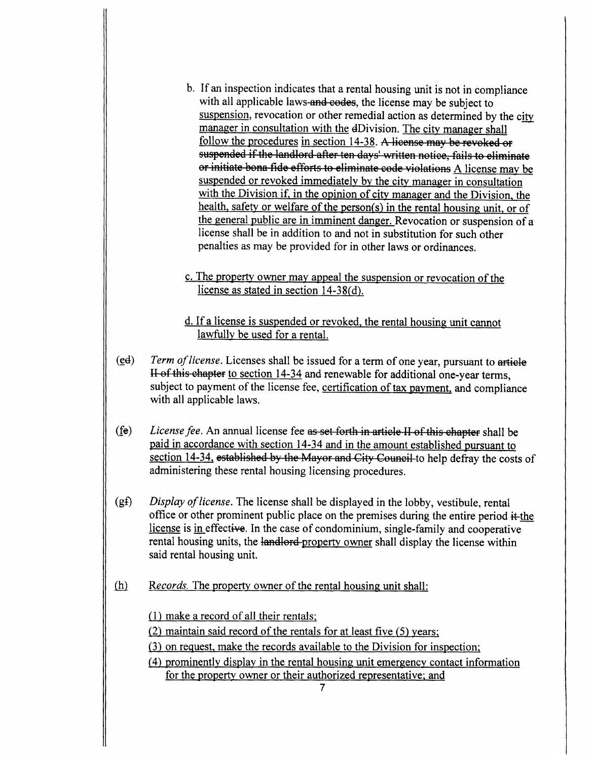b. If an inspection indicates that a rental housing unit is not in compliance with all applicable laws ~~and codes~~, the license may be subject to <u>suspension</u>, revocation or other remedial action as determined by the <u>city manager in consultation with the</u> ~~d~~Division. <u>The city manager shall follow the procedures</u> <u>in section 14-38</u>. ~~A license may be revoked or suspended if the landlord after ten days' written notice, fails to eliminate or initiate bona fide efforts to eliminate code violations~~ <u>A license may be suspended or revoked immediately by the city manager in consultation with the Division if, in the opinion of city manager and the Division, the health, safety or welfare of the person(s) in the rental housing unit, or of the general public are in imminent danger.</u> Revocation or suspension of a license shall be in addition to and not in substitution for such other penalties as may be provided for in other laws or ordinances.

<u>c. The property owner may appeal the suspension or revocation of the license as stated in section 14-38(d).</u>

<u>d. If a license is suspended or revoked, the rental housing unit cannot lawfully be used for a rental.</u>

(<u>e</u>~~d~~) *Term of license*. Licenses shall be issued for a term of one year, pursuant to ~~article II of this chapter~~ <u>to section 14-34</u> and renewable for additional one-year terms, subject to payment of the license fee, <u>certification of tax payment,</u> and compliance with all applicable laws.

(<u>f</u>~~e~~) *License fee*. An annual license fee ~~as set forth in article II of this chapter~~ shall be <u>paid in accordance with section 14-34 and in the amount established pursuant to section 14-34,</u> ~~established by the Mayor and City Council~~ to help defray the costs of administering these rental housing licensing procedures.

(<u>g</u>~~f~~) *Display of license*. The license shall be displayed in the lobby, vestibule, rental office or other prominent public place on the premises during the entire period ~~it~~ <u>the license</u> is <u>in</u> effecti~~ve~~. In the case of condominium, single-family and cooperative rental housing units, the ~~landlord~~ <u>property owner</u> shall display the license within said rental housing unit.

<u>(h)</u> <u>*Records*. The property owner of the rental housing unit shall:</u>

<u>(1) make a record of all their rentals;</u>
<u>(2) maintain said record of the rentals for at least five (5) years;</u>
<u>(3) on request, make the records available to the Division for inspection;</u>
<u>(4) prominently display in the rental housing unit emergency contact information for the property owner or their authorized representative; and</u>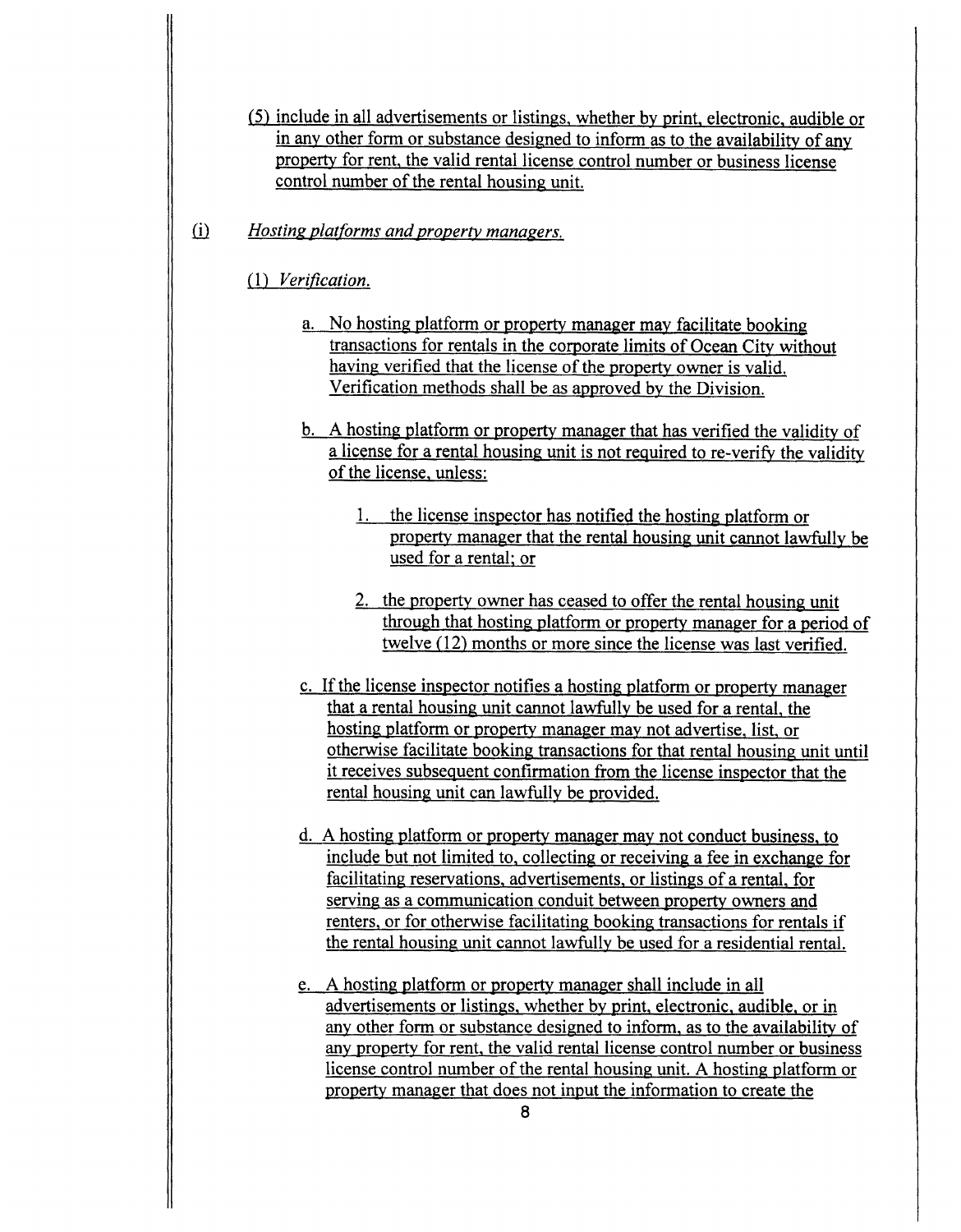(5) include in all advertisements or listings, whether by print, electronic, audible or in any other form or substance designed to inform as to the availability of any property for rent, the valid rental license control number or business license control number of the rental housing unit.

(i) *Hosting platforms and property managers.*

(1) *Verification.*

a. No hosting platform or property manager may facilitate booking transactions for rentals in the corporate limits of Ocean City without having verified that the license of the property owner is valid. Verification methods shall be as approved by the Division.

b. A hosting platform or property manager that has verified the validity of a license for a rental housing unit is not required to re-verify the validity of the license, unless:

1. the license inspector has notified the hosting platform or property manager that the rental housing unit cannot lawfully be used for a rental; or

2. the property owner has ceased to offer the rental housing unit through that hosting platform or property manager for a period of twelve (12) months or more since the license was last verified.

c. If the license inspector notifies a hosting platform or property manager that a rental housing unit cannot lawfully be used for a rental, the hosting platform or property manager may not advertise, list, or otherwise facilitate booking transactions for that rental housing unit until it receives subsequent confirmation from the license inspector that the rental housing unit can lawfully be provided.

d. A hosting platform or property manager may not conduct business, to include but not limited to, collecting or receiving a fee in exchange for facilitating reservations, advertisements, or listings of a rental, for serving as a communication conduit between property owners and renters, or for otherwise facilitating booking transactions for rentals if the rental housing unit cannot lawfully be used for a residential rental.

e. A hosting platform or property manager shall include in all advertisements or listings, whether by print, electronic, audible, or in any other form or substance designed to inform, as to the availability of any property for rent, the valid rental license control number or business license control number of the rental housing unit. A hosting platform or property manager that does not input the information to create the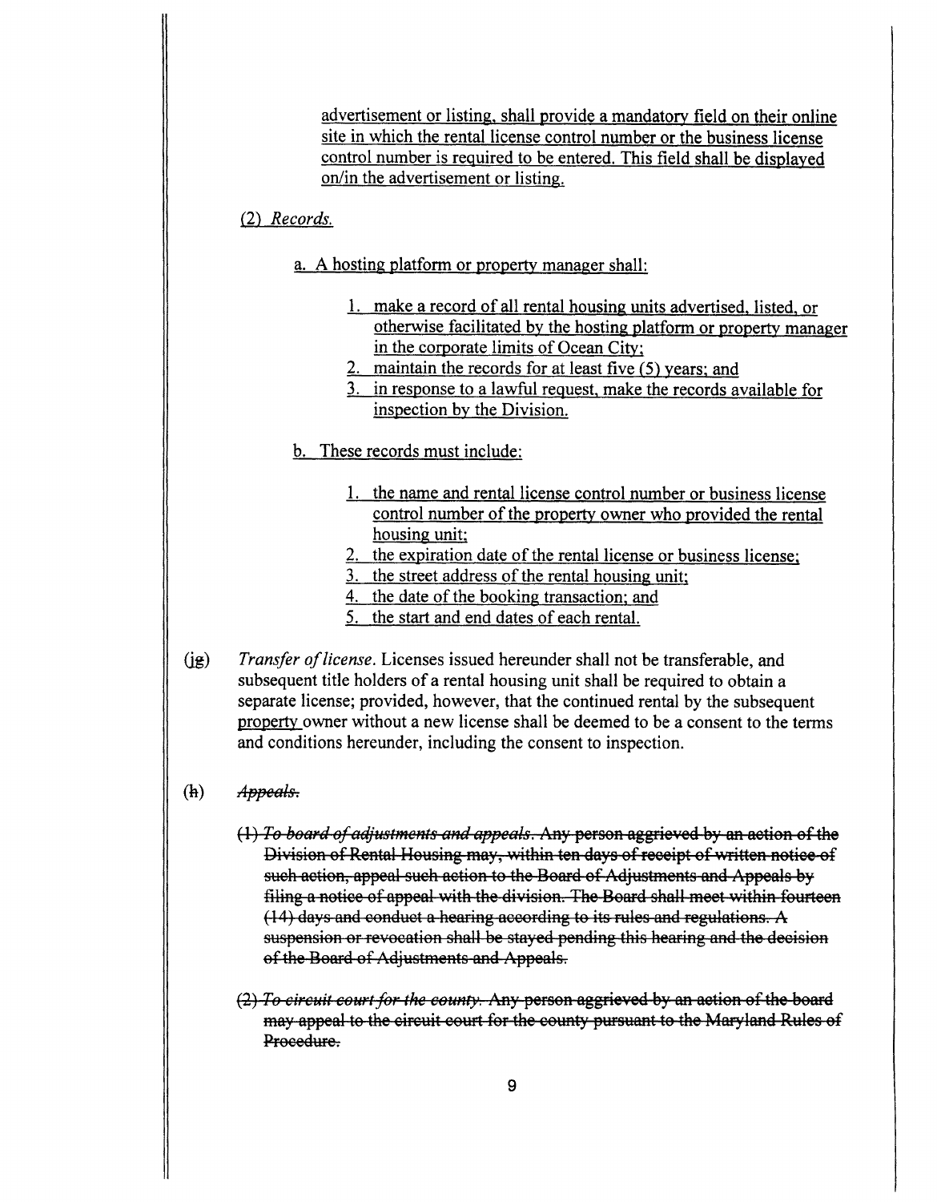advertisement or listing, shall provide a mandatory field on their online site in which the rental license control number or the business license control number is required to be entered. This field shall be displayed on/in the advertisement or listing.

(2) *Records.*

a. A hosting platform or property manager shall:

1. make a record of all rental housing units advertised, listed, or otherwise facilitated by the hosting platform or property manager in the corporate limits of Ocean City;
2. maintain the records for at least five (5) years; and
3. in response to a lawful request, make the records available for inspection by the Division.

b. These records must include:

1. the name and rental license control number or business license control number of the property owner who provided the rental housing unit;
2. the expiration date of the rental license or business license;
3. the street address of the rental housing unit;
4. the date of the booking transaction; and
5. the start and end dates of each rental.

(j~~g~~) *Transfer of license.* Licenses issued hereunder shall not be transferable, and subsequent title holders of a rental housing unit shall be required to obtain a separate license; provided, however, that the continued rental by the subsequent property owner without a new license shall be deemed to be a consent to the terms and conditions hereunder, including the consent to inspection.

(~~h~~) ~~*Appeals.*~~

~~(1) *To board of adjustments and appeals.* Any person aggrieved by an action of the Division of Rental Housing may, within ten days of receipt of written notice of such action, appeal such action to the Board of Adjustments and Appeals by filing a notice of appeal with the division. The Board shall meet within fourteen (14) days and conduct a hearing according to its rules and regulations. A suspension or revocation shall be stayed pending this hearing and the decision of the Board of Adjustments and Appeals.~~

~~(2) *To circuit court for the county.* Any person aggrieved by an action of the board may appeal to the circuit court for the county pursuant to the Maryland Rules of Procedure.~~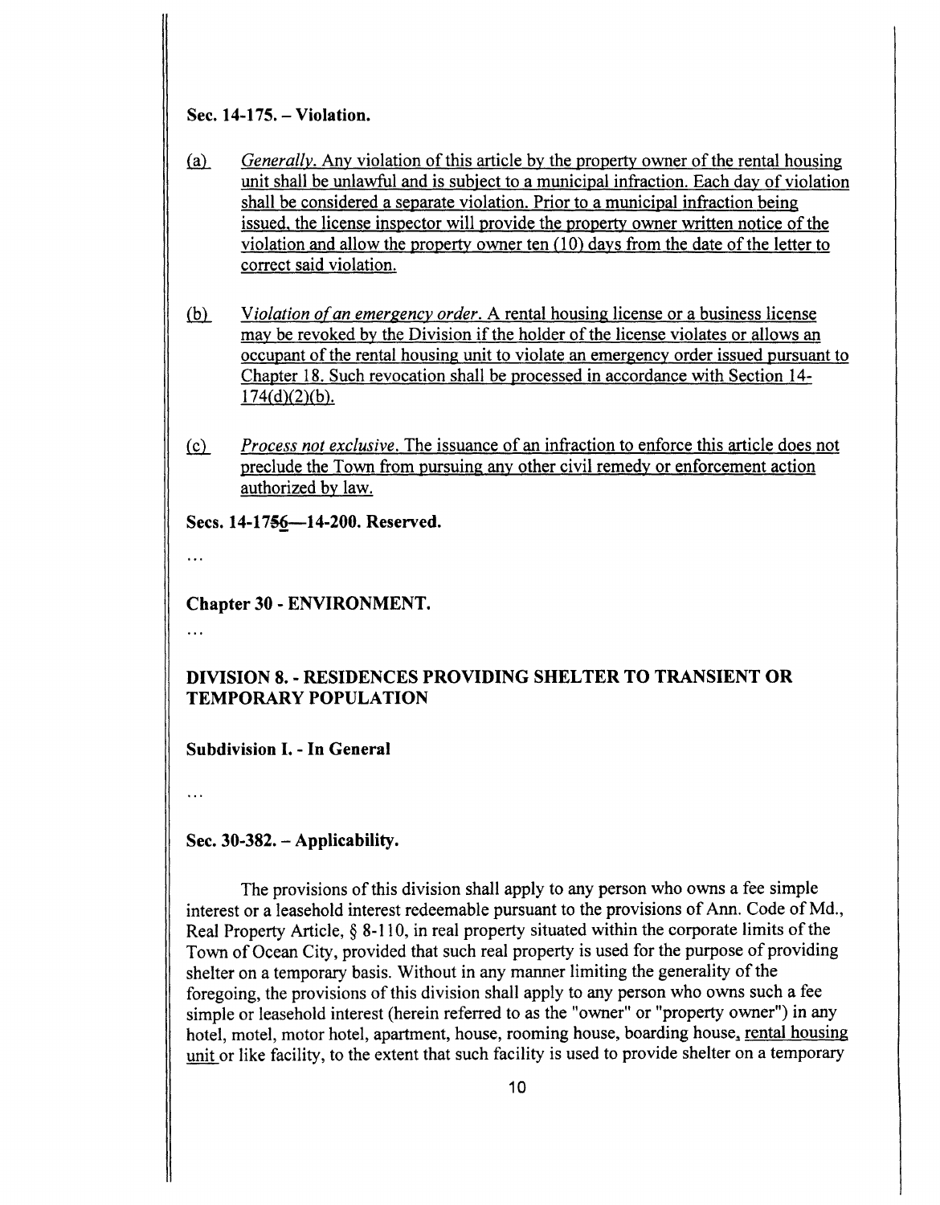**Sec. 14-175. – Violation.**

(a) *Generally.* Any violation of this article by the property owner of the rental housing unit shall be unlawful and is subject to a municipal infraction. Each day of violation shall be considered a separate violation. Prior to a municipal infraction being issued, the license inspector will provide the property owner written notice of the violation and allow the property owner ten (10) days from the date of the letter to correct said violation.

(b) *Violation of an emergency order.* A rental housing license or a business license may be revoked by the Division if the holder of the license violates or allows an occupant of the rental housing unit to violate an emergency order issued pursuant to Chapter 18. Such revocation shall be processed in accordance with Section 14-174(d)(2)(b).

(c) *Process not exclusive.* The issuance of an infraction to enforce this article does not preclude the Town from pursuing any other civil remedy or enforcement action authorized by law.

**Secs. 14-1756—14-200. Reserved.**

...

**Chapter 30 - ENVIRONMENT.**

...

**DIVISION 8. - RESIDENCES PROVIDING SHELTER TO TRANSIENT OR TEMPORARY POPULATION**

**Subdivision I. - In General**

...

**Sec. 30-382. – Applicability.**

The provisions of this division shall apply to any person who owns a fee simple interest or a leasehold interest redeemable pursuant to the provisions of Ann. Code of Md., Real Property Article, § 8-110, in real property situated within the corporate limits of the Town of Ocean City, provided that such real property is used for the purpose of providing shelter on a temporary basis. Without in any manner limiting the generality of the foregoing, the provisions of this division shall apply to any person who owns such a fee simple or leasehold interest (herein referred to as the "owner" or "property owner") in any hotel, motel, motor hotel, apartment, house, rooming house, boarding house, rental housing unit or like facility, to the extent that such facility is used to provide shelter on a temporary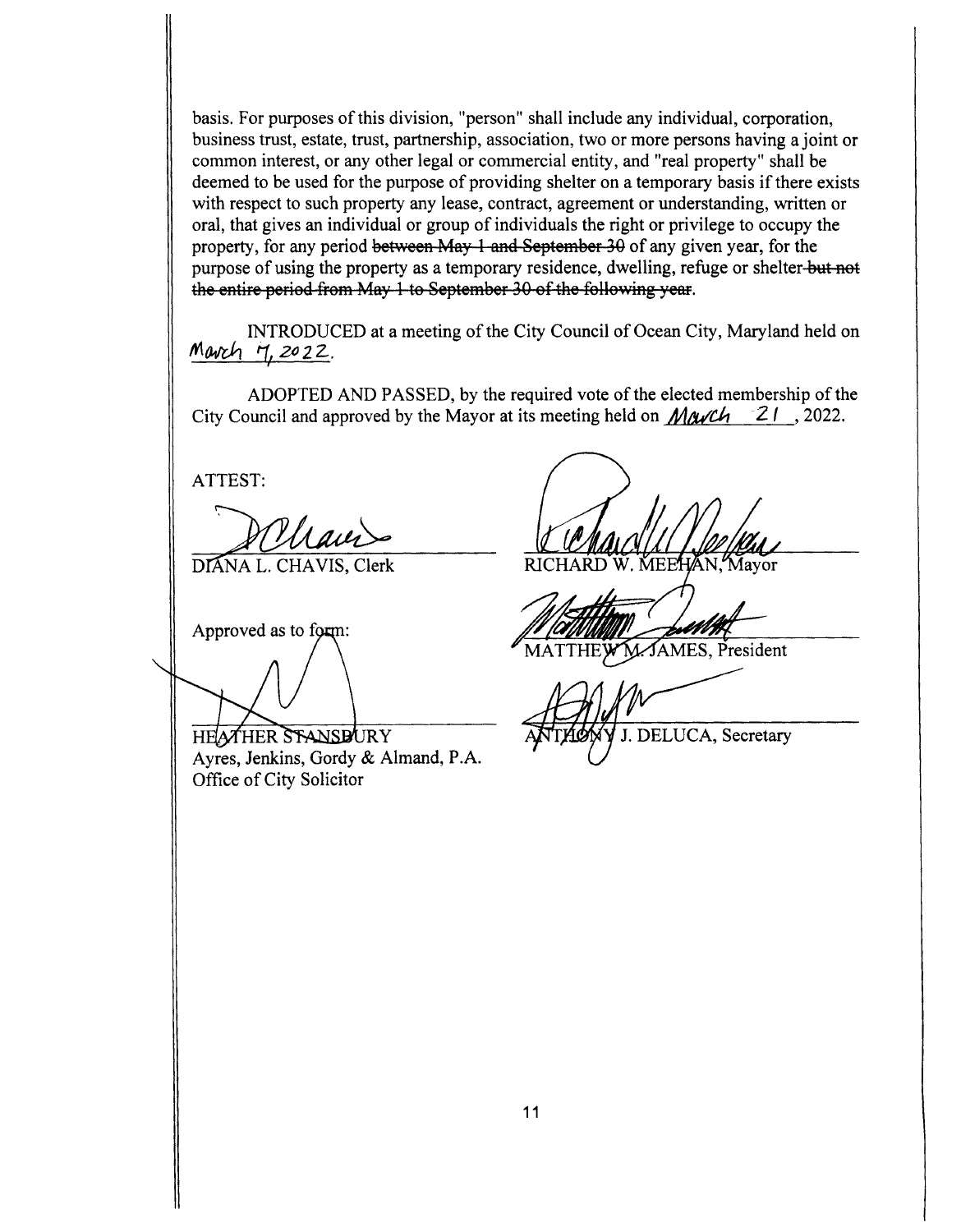basis. For purposes of this division, "person" shall include any individual, corporation, business trust, estate, trust, partnership, association, two or more persons having a joint or common interest, or any other legal or commercial entity, and "real property" shall be deemed to be used for the purpose of providing shelter on a temporary basis if there exists with respect to such property any lease, contract, agreement or understanding, written or oral, that gives an individual or group of individuals the right or privilege to occupy the property, for any period ~~between May 1 and September 30~~ of any given year, for the purpose of using the property as a temporary residence, dwelling, refuge or shelter ~~but not the entire period from May 1 to September 30 of the following year~~.

INTRODUCED at a meeting of the City Council of Ocean City, Maryland held on *March 7, 2022*.

ADOPTED AND PASSED, by the required vote of the elected membership of the City Council and approved by the Mayor at its meeting held on *March 21*, 2022.

ATTEST:

DIANA L. CHAVIS, Clerk

RICHARD W. MEEHAN, Mayor

MATTHEW M. JAMES, President

Approved as to form:

HEATHER STANSBURY
Ayres, Jenkins, Gordy & Almand, P.A.
Office of City Solicitor

ANTHONY J. DELUCA, Secretary